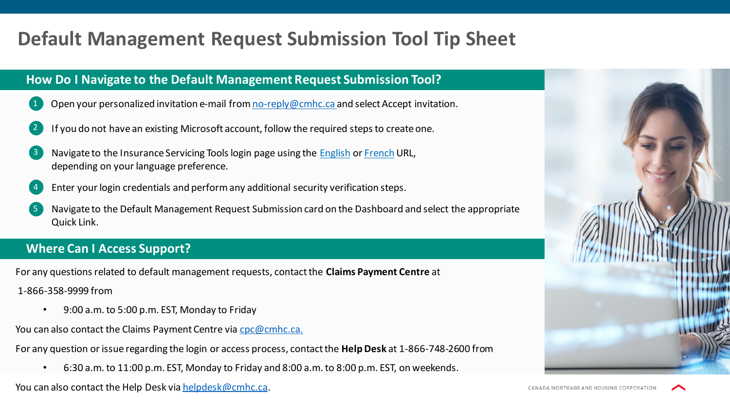# Default Management Request Submission Tool Tip Sheet

## How Do I Navigate to the Default Management Request Submission Tool?

1. Open your personalized invitation e-mail from no-reply@cmhc.ca and select Accept invitation.
2. If you do not have an existing Microsoft account, follow the required steps to create one.
3. Navigate to the Insurance Servicing Tools login page using the English or French URL, depending on your language preference.
4. Enter your login credentials and perform any additional security verification steps.
5. Navigate to the Default Management Request Submission card on the Dashboard and select the appropriate Quick Link.

## Where Can I Access Support?

For any questions related to default management requests, contact the **Claims Payment Centre** at

1-866-358-9999 from

- 9:00 a.m. to 5:00 p.m. EST, Monday to Friday

You can also contact the Claims Payment Centre via cpc@cmhc.ca.

For any question or issue regarding the login or access process, contact the **Help Desk** at 1-866-748-2600 from

- 6:30 a.m. to 11:00 p.m. EST, Monday to Friday and 8:00 a.m. to 8:00 p.m. EST, on weekends.

You can also contact the Help Desk via helpdesk@cmhc.ca.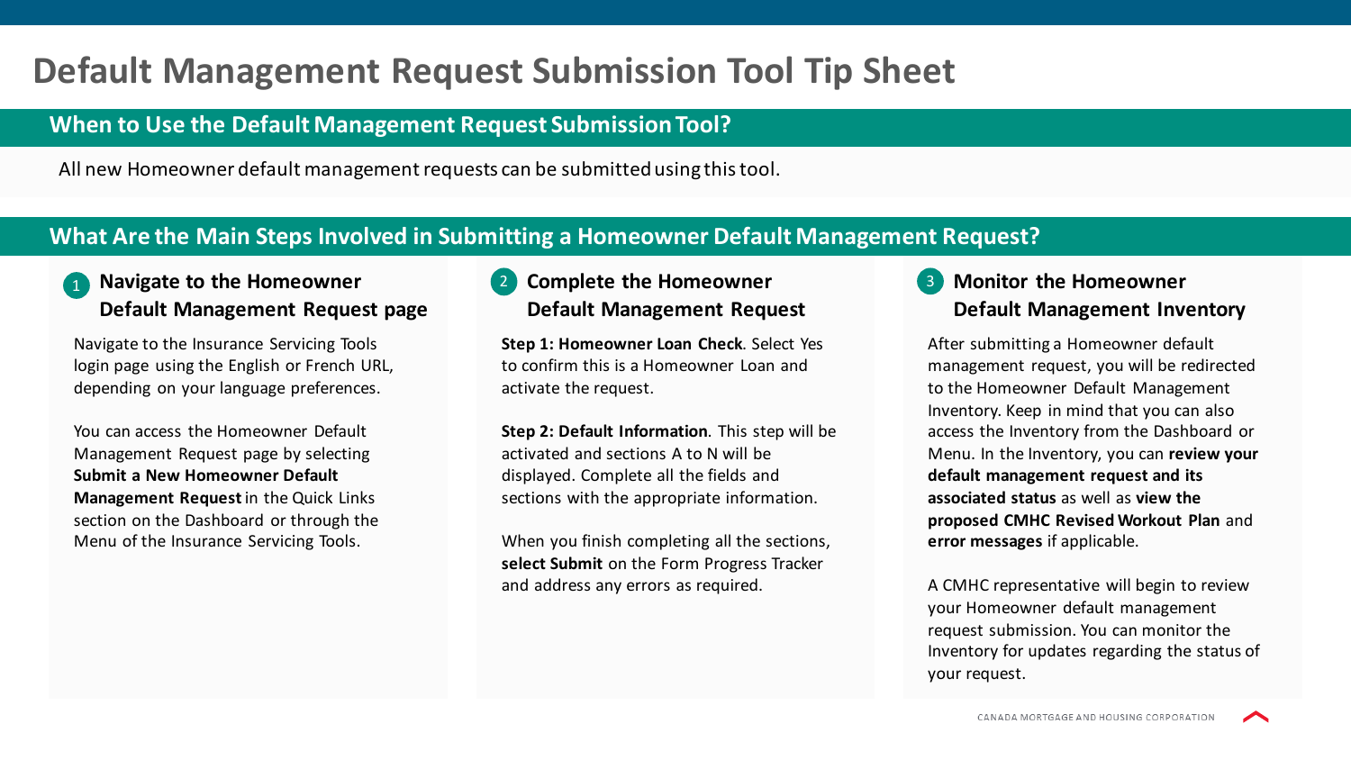# Default Management Request Submission Tool Tip Sheet

## When to Use the Default Management Request Submission Tool?

All new Homeowner default management requests can be submitted using this tool.

## What Are the Main Steps Involved in Submitting a Homeowner Default Management Request?

### 1 Navigate to the Homeowner Default Management Request page

Navigate to the Insurance Servicing Tools login page using the English or French URL, depending on your language preferences.

You can access the Homeowner Default Management Request page by selecting **Submit a New Homeowner Default Management Request** in the Quick Links section on the Dashboard or through the Menu of the Insurance Servicing Tools.

### 2 Complete the Homeowner Default Management Request

**Step 1: Homeowner Loan Check**. Select Yes to confirm this is a Homeowner Loan and activate the request.

**Step 2: Default Information**. This step will be activated and sections A to N will be displayed. Complete all the fields and sections with the appropriate information.

When you finish completing all the sections, **select Submit** on the Form Progress Tracker and address any errors as required.

### 3 Monitor the Homeowner Default Management Inventory

After submitting a Homeowner default management request, you will be redirected to the Homeowner Default Management Inventory. Keep in mind that you can also access the Inventory from the Dashboard or Menu. In the Inventory, you can **review your default management request and its associated status** as well as **view the proposed CMHC Revised Workout Plan** and **error messages** if applicable.

A CMHC representative will begin to review your Homeowner default management request submission. You can monitor the Inventory for updates regarding the status of your request.